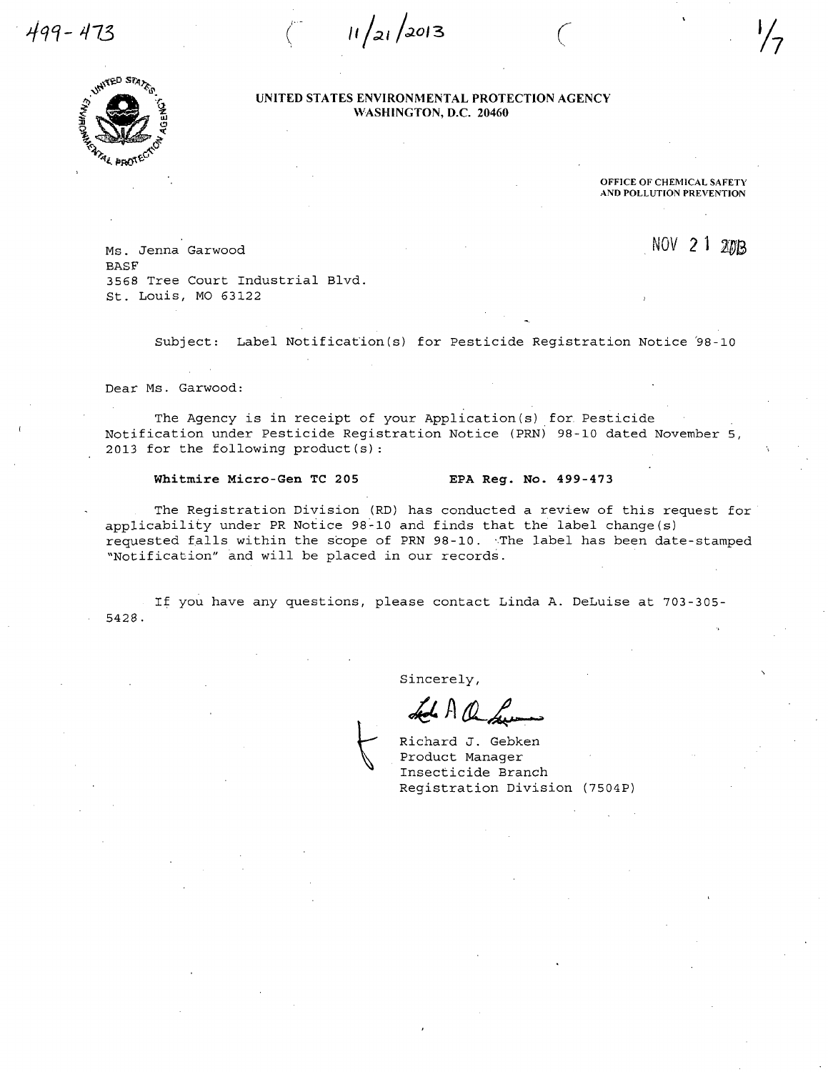499-473 11/21/2013

**UNITED STATES ENVIRONMENTAL PROTECTION AGENCY**
**WASHINGTON, D.C. 20460**

OFFICE OF CHEMICAL SAFETY
AND POLLUTION PREVENTION

NOV 21 2013

Ms. Jenna Garwood
BASF
3568 Tree Court Industrial Blvd.
St. Louis, MO 63122

Subject: Label Notification(s) for Pesticide Registration Notice 98-10

Dear Ms. Garwood:

The Agency is in receipt of your Application(s) for Pesticide Notification under Pesticide Registration Notice (PRN) 98-10 dated November 5, 2013 for the following product(s):

**Whitmire Micro-Gen TC 205** **EPA Reg. No. 499-473**

The Registration Division (RD) has conducted a review of this request for applicability under PR Notice 98-10 and finds that the label change(s) requested falls within the scope of PRN 98-10. The label has been date-stamped "Notification" and will be placed in our records.

If you have any questions, please contact Linda A. DeLuise at 703-305-5428.

Sincerely,

Richard J. Gebken
Product Manager
Insecticide Branch
Registration Division (7504P)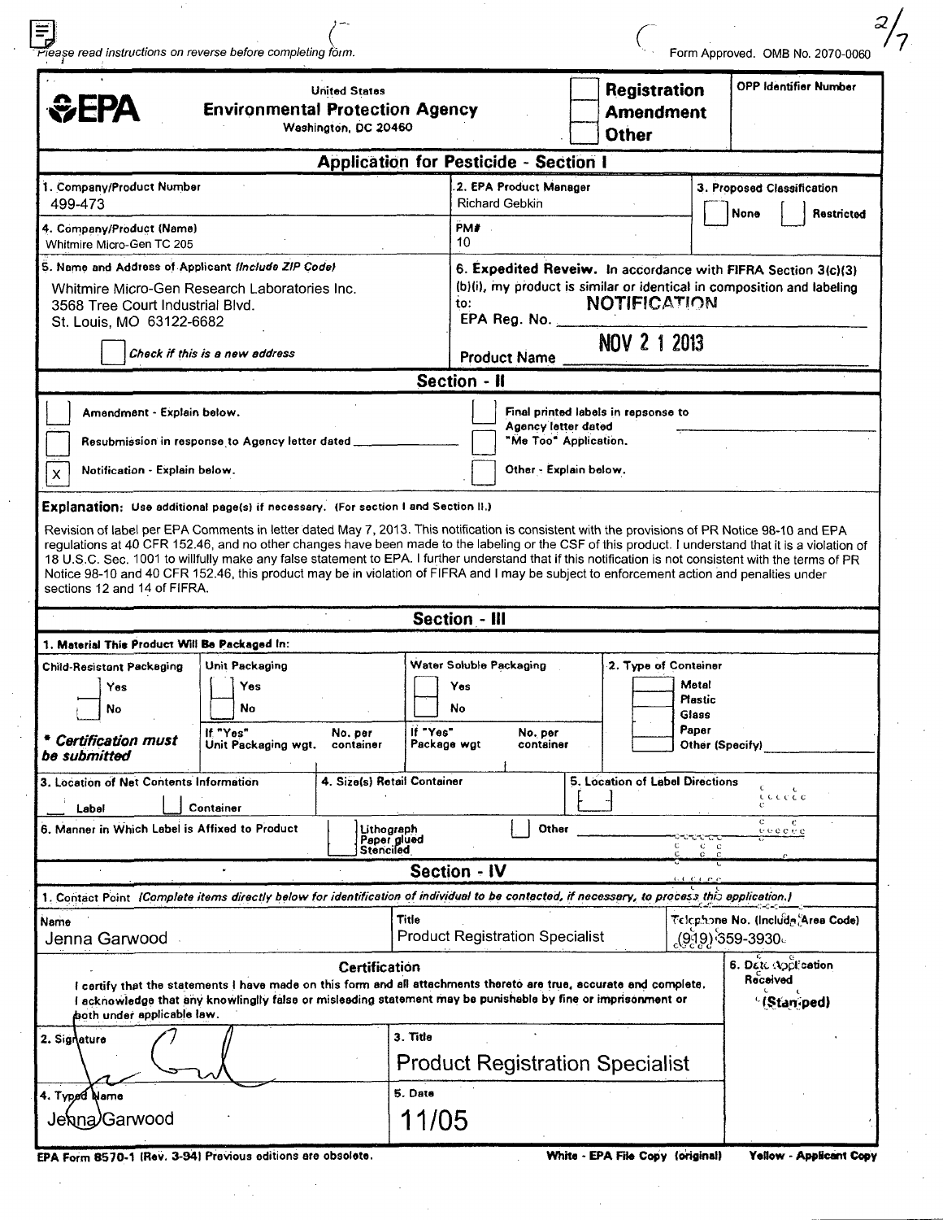*Please read instructions on reverse before completing form.* Form Approved. OMB No. 2070-0060

**EPA** United States **Environmental Protection Agency** Washington, DC 20460

| | |
|---|---|
| ☐ **Registration** ☐ **Amendment** ☐ **Other** | OPP Identifier Number |

## Application for Pesticide - Section I

| | | |
|---|---|---|
| 1. Company/Product Number 499-473 | 2. EPA Product Manager Richard Gebkin | 3. Proposed Classification ☐ None ☐ Restricted |
| 4. Company/Product (Name) Whitmire Micro-Gen TC 205 | PM# 10 | |
| 5. Name and Address of Applicant *(Include ZIP Code)* Whitmire Micro-Gen Research Laboratories Inc. 3568 Tree Court Industrial Blvd. St. Louis, MO 63122-6682 ☐ *Check if this is a new address* | 6. **Expedited Reveiw.** In accordance with FIFRA Section 3(c)(3)(b)(i), my product is similar or identical in composition and labeling to: EPA Reg. No. ______ Product Name ______ | |

NOTIFICATION
NOV 21 2013

## Section - II

- ☐ Amendment - Explain below.
- ☐ Resubmission in response to Agency letter dated ______
- ☒ Notification - Explain below.
- ☐ Final printed labels in repsonse to Agency letter dated ______
- ☐ "Me Too" Application.
- ☐ Other - Explain below.

**Explanation:** Use additional page(s) if necessary. (For section I and Section II.)

Revision of label per EPA Comments in letter dated May 7, 2013. This notification is consistent with the provisions of PR Notice 98-10 and EPA regulations at 40 CFR 152.46, and no other changes have been made to the labeling or the CSF of this product. I understand that it is a violation of 18 U.S.C. Sec. 1001 to willfully make any false statement to EPA. I further understand that if this notification is not consistent with the terms of PR Notice 98-10 and 40 CFR 152.46, this product may be in violation of FIFRA and I may be subject to enforcement action and penalties under sections 12 and 14 of FIFRA.

## Section - III

1. Material This Product Will Be Packaged In:

| Child-Resistant Packaging | Unit Packaging | | Water Soluble Packaging | | 2. Type of Container |
|---|---|---|---|---|---|
| ☐ Yes ☐ No | ☐ Yes ☐ No | | ☐ Yes ☐ No | | ☐ Metal ☐ Plastic ☐ Glass ☐ Paper ☐ Other (Specify) ______ |
| *\* Certification must be submitted* | If "Yes" Unit Packaging wgt. | No. per container | If "Yes" Package wgt | No. per container | |

| | | |
|---|---|---|
| 3. Location of Net Contents Information ☐ Label ☐ Container | 4. Size(s) Retail Container | 5. Location of Label Directions ☐ |
| 6. Manner in Which Label is Affixed to Product ☐ Lithograph ☐ Paper glued ☐ Stenciled ☐ Other ______ | | |

## Section - IV

1. Contact Point *(Complete items directly below for identification of individual to be contacted, if necessary, to process this application.)*

| Name | Title | Telephone No. (Include Area Code) |
|---|---|---|
| Jenna Garwood | Product Registration Specialist | (919) 359-3930 |

**Certification**

I certify that the statements I have made on this form and all attachments thereto are true, accurate and complete. I acknowledge that any knowlingly false or misleading statement may be punishable by fine or imprisonment or both under applicable law.

| | | |
|---|---|---|
| 2. Signature [signature] | 3. Title Product Registration Specialist | 6. Date Application Received (Stamped) |
| 4. Typed Name Jenna Garwood | 5. Date 11/05 | |

EPA Form 8570-1 (Rev. 3-94) Previous editions are obsolete. White - EPA File Copy (original) Yellow - Applicant Copy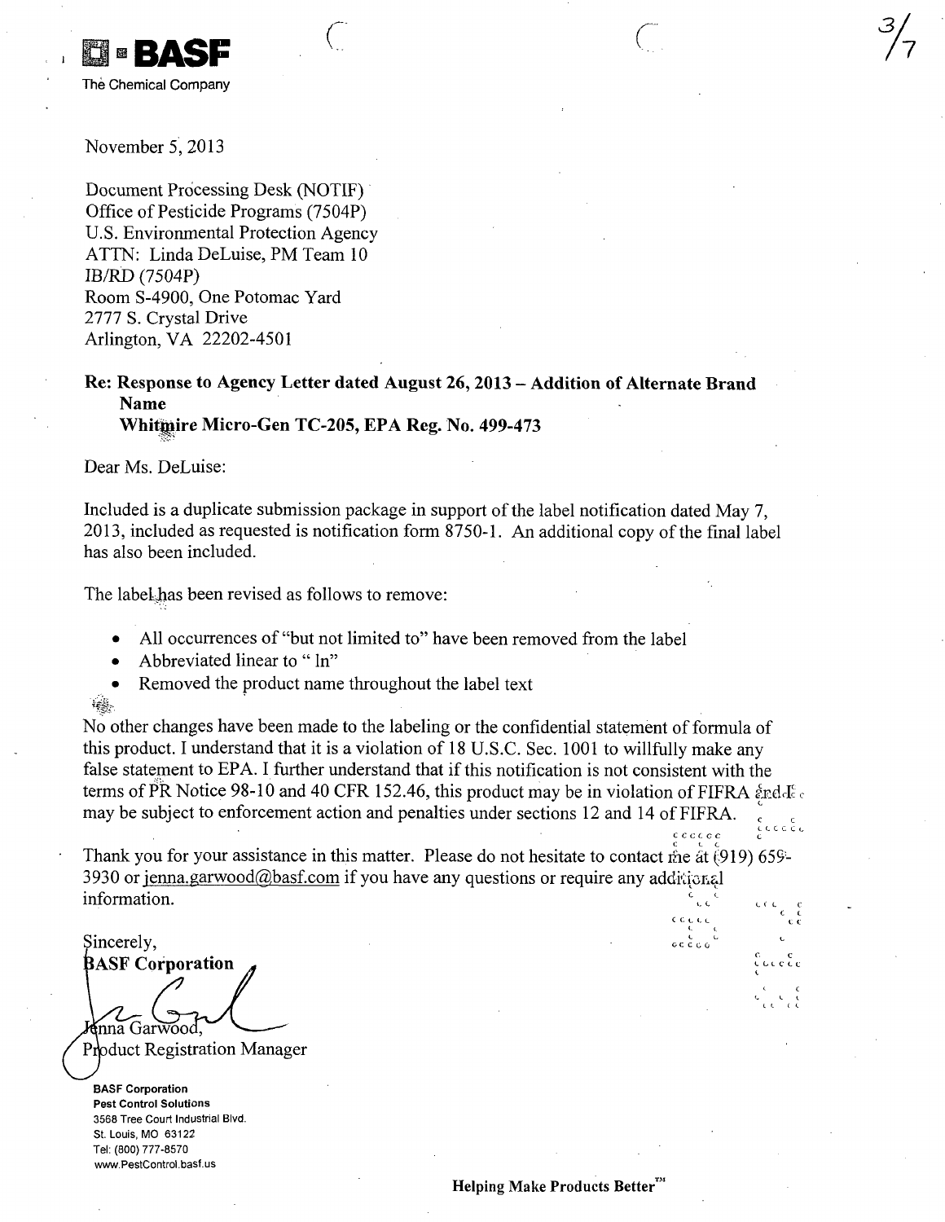**BASF**

The Chemical Company

November 5, 2013

Document Processing Desk (NOTIF)
Office of Pesticide Programs (7504P)
U.S. Environmental Protection Agency
ATTN: Linda DeLuise, PM Team 10
IB/RD (7504P)
Room S-4900, One Potomac Yard
2777 S. Crystal Drive
Arlington, VA 22202-4501

**Re: Response to Agency Letter dated August 26, 2013 – Addition of Alternate Brand Name**
**Whitmire Micro-Gen TC-205, EPA Reg. No. 499-473**

Dear Ms. DeLuise:

Included is a duplicate submission package in support of the label notification dated May 7, 2013, included as requested is notification form 8750-1. An additional copy of the final label has also been included.

The label has been revised as follows to remove:

- All occurrences of "but not limited to" have been removed from the label
- Abbreviated linear to " ln"
- Removed the product name throughout the label text

No other changes have been made to the labeling or the confidential statement of formula of this product. I understand that it is a violation of 18 U.S.C. Sec. 1001 to willfully make any false statement to EPA. I further understand that if this notification is not consistent with the terms of PR Notice 98-10 and 40 CFR 152.46, this product may be in violation of FIFRA and I may be subject to enforcement action and penalties under sections 12 and 14 of FIFRA.

Thank you for your assistance in this matter. Please do not hesitate to contact me at (919) 659-3930 or jenna.garwood@basf.com if you have any questions or require any additional information.

Sincerely,
**BASF Corporation**

Jenna Garwood,
Product Registration Manager

**BASF Corporation**
**Pest Control Solutions**
3568 Tree Court Industrial Blvd.
St. Louis, MO 63122
Tel: (800) 777-8570
www.PestControl.basf.us

**Helping Make Products Better™**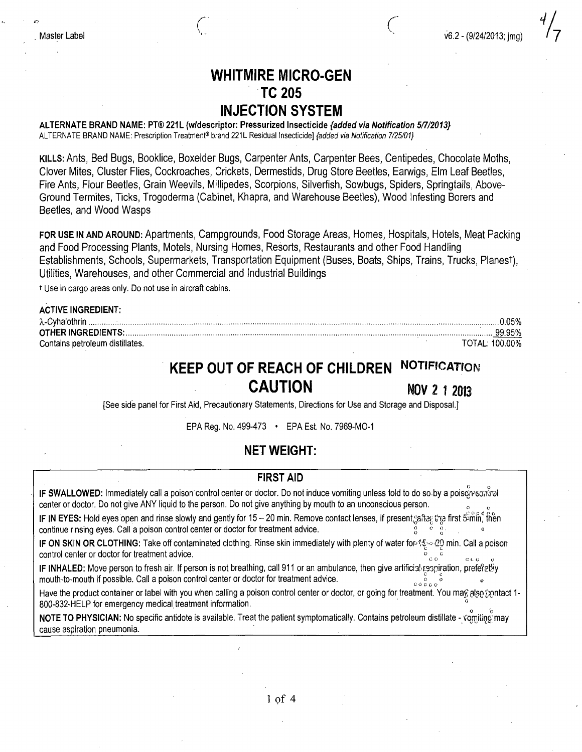Master Label

v6.2 - (9/24/2013; jmg)

# WHITMIRE MICRO-GEN
# TC 205
# INJECTION SYSTEM

**ALTERNATE BRAND NAME: PT® 221L (w/descriptor: Pressurized Insecticide *{added via Notification 5/7/2013}***

ALTERNATE BRAND NAME: Prescription Treatment® brand 221L Residual Insecticide] *{added via Notification 7/25/01}*

**KILLS:** Ants, Bed Bugs, Booklice, Boxelder Bugs, Carpenter Ants, Carpenter Bees, Centipedes, Chocolate Moths, Clover Mites, Cluster Flies, Cockroaches, Crickets, Dermestids, Drug Store Beetles, Earwigs, Elm Leaf Beetles, Fire Ants, Flour Beetles, Grain Weevils, Millipedes, Scorpions, Silverfish, Sowbugs, Spiders, Springtails, Above-Ground Termites, Ticks, Trogoderma (Cabinet, Khapra, and Warehouse Beetles), Wood Infesting Borers and Beetles, and Wood Wasps

**FOR USE IN AND AROUND:** Apartments, Campgrounds, Food Storage Areas, Homes, Hospitals, Hotels, Meat Packing and Food Processing Plants, Motels, Nursing Homes, Resorts, Restaurants and other Food Handling Establishments, Schools, Supermarkets, Transportation Equipment (Buses, Boats, Ships, Trains, Trucks, Planes†), Utilities, Warehouses, and other Commercial and Industrial Buildings

† Use in cargo areas only. Do not use in aircraft cabins.

**ACTIVE INGREDIENT:**

| | |
|---|---|
| λ-Cyhalothrin | 0.05% |
| **OTHER INGREDIENTS:** | 99.95% |
| Contains petroleum distillates. | TOTAL: 100.00% |

## KEEP OUT OF REACH OF CHILDREN
## CAUTION

NOTIFICATION
NOV 21 2013

[See side panel for First Aid, Precautionary Statements, Directions for Use and Storage and Disposal.]

EPA Reg. No. 499-473 • EPA Est. No. 7969-MO-1

## NET WEIGHT:

### FIRST AID

**IF SWALLOWED:** Immediately call a poison control center or doctor. Do not induce vomiting unless told to do so by a poison control center or doctor. Do not give ANY liquid to the person. Do not give anything by mouth to an unconscious person.

**IF IN EYES:** Hold eyes open and rinse slowly and gently for 15 – 20 min. Remove contact lenses, if present, after the first 5 min, then continue rinsing eyes. Call a poison control center or doctor for treatment advice.

**IF ON SKIN OR CLOTHING:** Take off contaminated clothing. Rinse skin immediately with plenty of water for 15 – 20 min. Call a poison control center or doctor for treatment advice.

**IF INHALED:** Move person to fresh air. If person is not breathing, call 911 or an ambulance, then give artificial respiration, preferably mouth-to-mouth if possible. Call a poison control center or doctor for treatment advice.

Have the product container or label with you when calling a poison control center or doctor, or going for treatment. You may also contact 1-800-832-HELP for emergency medical treatment information.

**NOTE TO PHYSICIAN:** No specific antidote is available. Treat the patient symptomatically. Contains petroleum distillate - vomiting may cause aspiration pneumonia.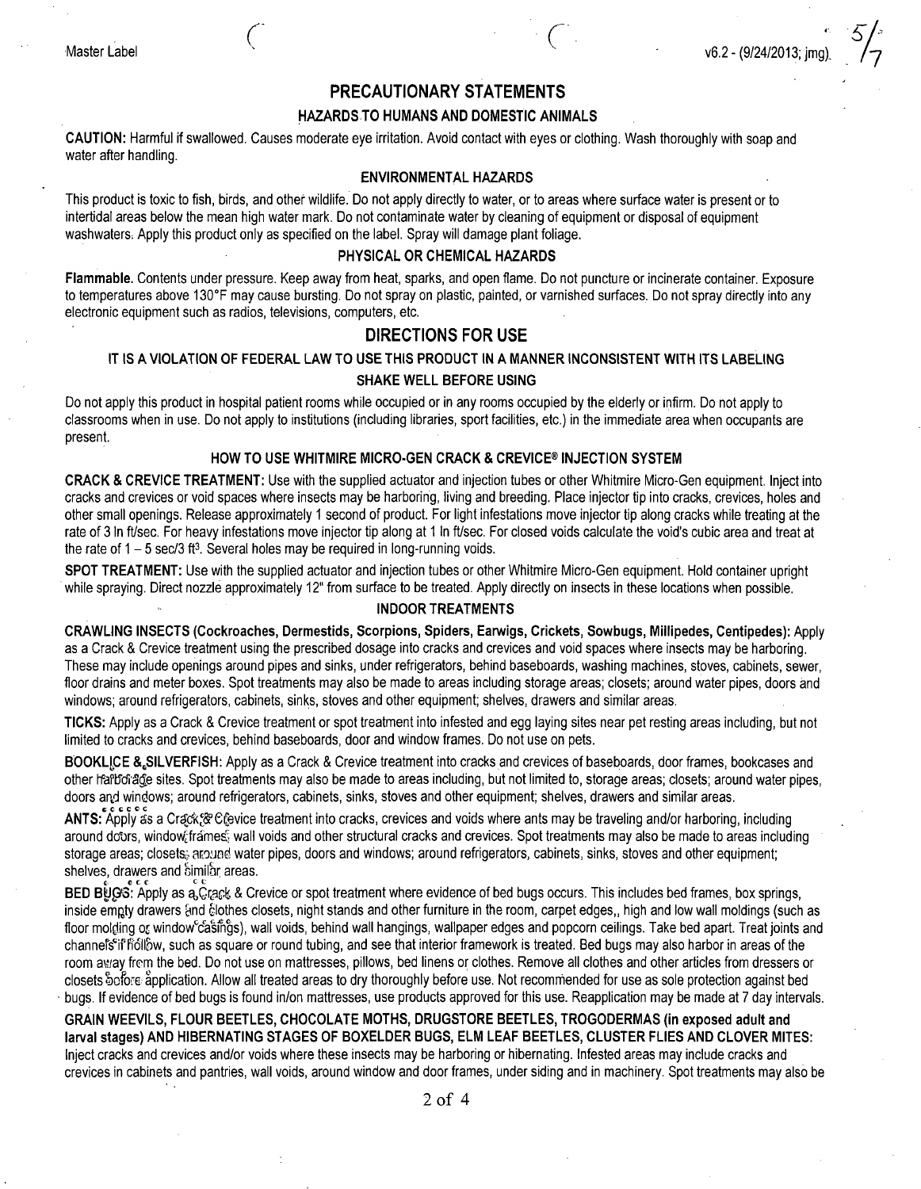Master Label

v6.2 - (9/24/2013; jmg)

## PRECAUTIONARY STATEMENTS

### HAZARDS TO HUMANS AND DOMESTIC ANIMALS

**CAUTION:** Harmful if swallowed. Causes moderate eye irritation. Avoid contact with eyes or clothing. Wash thoroughly with soap and water after handling.

### ENVIRONMENTAL HAZARDS

This product is toxic to fish, birds, and other wildlife. Do not apply directly to water, or to areas where surface water is present or to intertidal areas below the mean high water mark. Do not contaminate water by cleaning of equipment or disposal of equipment washwaters. Apply this product only as specified on the label. Spray will damage plant foliage.

### PHYSICAL OR CHEMICAL HAZARDS

**Flammable.** Contents under pressure. Keep away from heat, sparks, and open flame. Do not puncture or incinerate container. Exposure to temperatures above 130°F may cause bursting. Do not spray on plastic, painted, or varnished surfaces. Do not spray directly into any electronic equipment such as radios, televisions, computers, etc.

## DIRECTIONS FOR USE

### IT IS A VIOLATION OF FEDERAL LAW TO USE THIS PRODUCT IN A MANNER INCONSISTENT WITH ITS LABELING

### SHAKE WELL BEFORE USING

Do not apply this product in hospital patient rooms while occupied or in any rooms occupied by the elderly or infirm. Do not apply to classrooms when in use. Do not apply to institutions (including libraries, sport facilities, etc.) in the immediate area when occupants are present.

### HOW TO USE WHITMIRE MICRO-GEN CRACK & CREVICE® INJECTION SYSTEM

**CRACK & CREVICE TREATMENT:** Use with the supplied actuator and injection tubes or other Whitmire Micro-Gen equipment. Inject into cracks and crevices or void spaces where insects may be harboring, living and breeding. Place injector tip into cracks, crevices, holes and other small openings. Release approximately 1 second of product. For light infestations move injector tip along cracks while treating at the rate of 3 ln ft/sec. For heavy infestations move injector tip along at 1 ln ft/sec. For closed voids calculate the void's cubic area and treat at the rate of 1 – 5 sec/3 $ft^3$. Several holes may be required in long-running voids.

**SPOT TREATMENT:** Use with the supplied actuator and injection tubes or other Whitmire Micro-Gen equipment. Hold container upright while spraying. Direct nozzle approximately 12" from surface to be treated. Apply directly on insects in these locations when possible.

### INDOOR TREATMENTS

**CRAWLING INSECTS (Cockroaches, Dermestids, Scorpions, Spiders, Earwigs, Crickets, Sowbugs, Millipedes, Centipedes):** Apply as a Crack & Crevice treatment using the prescribed dosage into cracks and crevices and void spaces where insects may be harboring. These may include openings around pipes and sinks, under refrigerators, behind baseboards, washing machines, stoves, cabinets, sewer, floor drains and meter boxes. Spot treatments may also be made to areas including storage areas; closets; around water pipes, doors and windows; around refrigerators, cabinets, sinks, stoves and other equipment; shelves, drawers and similar areas.

**TICKS:** Apply as a Crack & Crevice treatment or spot treatment into infested and egg laying sites near pet resting areas including, but not limited to cracks and crevices, behind baseboards, door and window frames. Do not use on pets.

**BOOKLICE & SILVERFISH:** Apply as a Crack & Crevice treatment into cracks and crevices of baseboards, door frames, bookcases and other harborage sites. Spot treatments may also be made to areas including, but not limited to, storage areas; closets; around water pipes, doors and windows; around refrigerators, cabinets, sinks, stoves and other equipment; shelves, drawers and similar areas.

**ANTS:** Apply as a Crack & Crevice treatment into cracks, crevices and voids where ants may be traveling and/or harboring, including around doors, window frames, wall voids and other structural cracks and crevices. Spot treatments may also be made to areas including storage areas; closets; around water pipes, doors and windows; around refrigerators, cabinets, sinks, stoves and other equipment; shelves, drawers and similar areas.

**BED BUGS:** Apply as a Crack & Crevice or spot treatment where evidence of bed bugs occurs. This includes bed frames, box springs, inside empty drawers and clothes closets, night stands and other furniture in the room, carpet edges,, high and low wall moldings (such as floor molding or window casings), wall voids, behind wall hangings, wallpaper edges and popcorn ceilings. Take bed apart. Treat joints and channels if hollow, such as square or round tubing, and see that interior framework is treated. Bed bugs may also harbor in areas of the room away from the bed. Do not use on mattresses, pillows, bed linens or clothes. Remove all clothes and other articles from dressers or closets before application. Allow all treated areas to dry thoroughly before use. Not recommended for use as sole protection against bed bugs. If evidence of bed bugs is found in/on mattresses, use products approved for this use. Reapplication may be made at 7 day intervals.

**GRAIN WEEVILS, FLOUR BEETLES, CHOCOLATE MOTHS, DRUGSTORE BEETLES, TROGODERMAS (in exposed adult and larval stages) AND HIBERNATING STAGES OF BOXELDER BUGS, ELM LEAF BEETLES, CLUSTER FLIES AND CLOVER MITES:** Inject cracks and crevices and/or voids where these insects may be harboring or hibernating. Infested areas may include cracks and crevices in cabinets and pantries, wall voids, around window and door frames, under siding and in machinery. Spot treatments may also be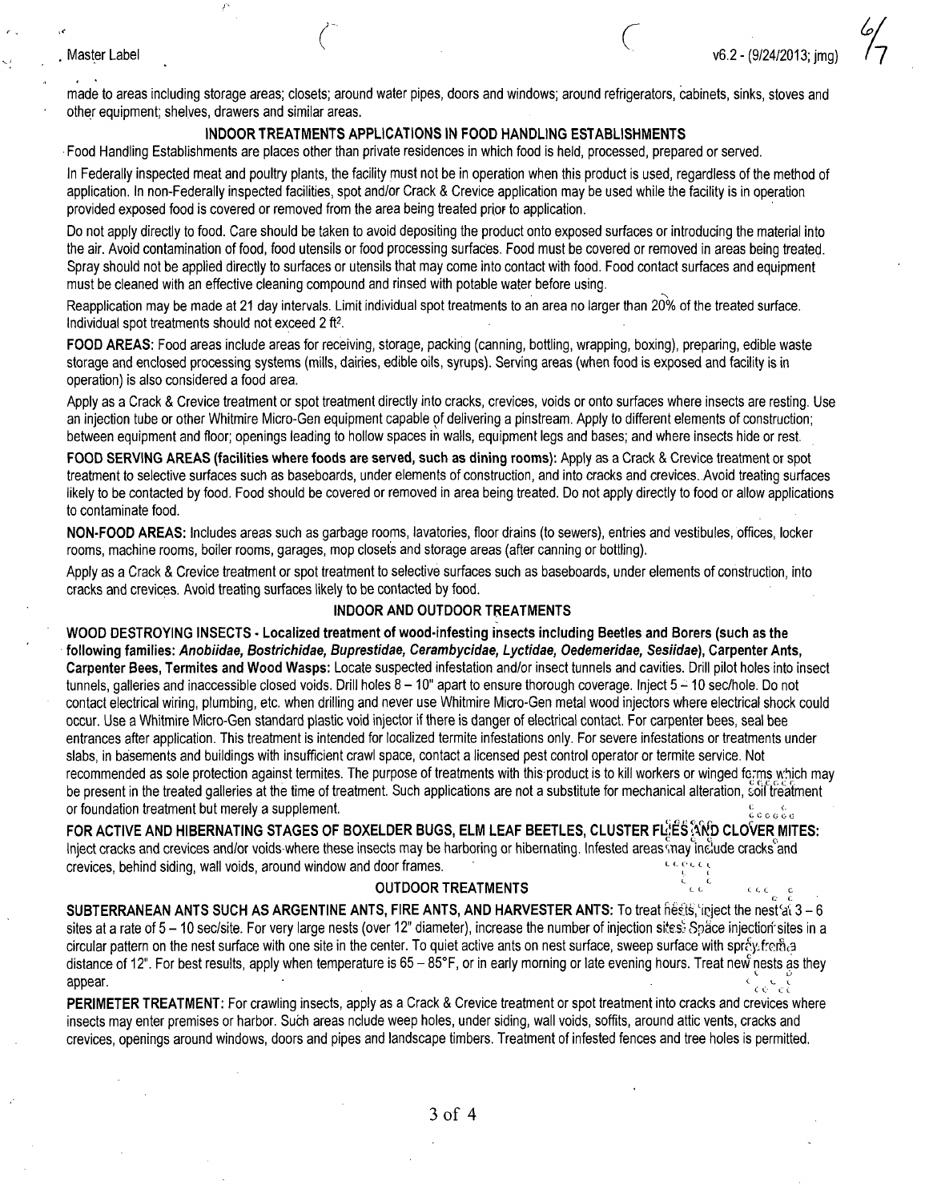made to areas including storage areas; closets; around water pipes, doors and windows; around refrigerators, cabinets, sinks, stoves and other equipment; shelves, drawers and similar areas.

## INDOOR TREATMENTS APPLICATIONS IN FOOD HANDLING ESTABLISHMENTS

Food Handling Establishments are places other than private residences in which food is held, processed, prepared or served.

In Federally inspected meat and poultry plants, the facility must not be in operation when this product is used, regardless of the method of application. In non-Federally inspected facilities, spot and/or Crack & Crevice application may be used while the facility is in operation provided exposed food is covered or removed from the area being treated prior to application.

Do not apply directly to food. Care should be taken to avoid depositing the product onto exposed surfaces or introducing the material into the air. Avoid contamination of food, food utensils or food processing surfaces. Food must be covered or removed in areas being treated. Spray should not be applied directly to surfaces or utensils that may come into contact with food. Food contact surfaces and equipment must be cleaned with an effective cleaning compound and rinsed with potable water before using.

Reapplication may be made at 21 day intervals. Limit individual spot treatments to an area no larger than 20% of the treated surface. Individual spot treatments should not exceed 2 $ft^2$.

**FOOD AREAS:** Food areas include areas for receiving, storage, packing (canning, bottling, wrapping, boxing), preparing, edible waste storage and enclosed processing systems (mills, dairies, edible oils, syrups). Serving areas (when food is exposed and facility is in operation) is also considered a food area.

Apply as a Crack & Crevice treatment or spot treatment directly into cracks, crevices, voids or onto surfaces where insects are resting. Use an injection tube or other Whitmire Micro-Gen equipment capable of delivering a pinstream. Apply to different elements of construction; between equipment and floor; openings leading to hollow spaces in walls, equipment legs and bases; and where insects hide or rest.

**FOOD SERVING AREAS (facilities where foods are served, such as dining rooms):** Apply as a Crack & Crevice treatment or spot treatment to selective surfaces such as baseboards, under elements of construction, and into cracks and crevices. Avoid treating surfaces likely to be contacted by food. Food should be covered or removed in area being treated. Do not apply directly to food or allow applications to contaminate food.

**NON-FOOD AREAS:** Includes areas such as garbage rooms, lavatories, floor drains (to sewers), entries and vestibules, offices, locker rooms, machine rooms, boiler rooms, garages, mop closets and storage areas (after canning or bottling).

Apply as a Crack & Crevice treatment or spot treatment to selective surfaces such as baseboards, under elements of construction, into cracks and crevices. Avoid treating surfaces likely to be contacted by food.

## INDOOR AND OUTDOOR TREATMENTS

**WOOD DESTROYING INSECTS - Localized treatment of wood-infesting insects including Beetles and Borers (such as the following families: *Anobiidae, Bostrichidae, Buprestidae, Cerambycidae, Lyctidae, Oedemeridae, Sesiidae*), Carpenter Ants, Carpenter Bees, Termites and Wood Wasps:** Locate suspected infestation and/or insect tunnels and cavities. Drill pilot holes into insect tunnels, galleries and inaccessible closed voids. Drill holes 8 – 10" apart to ensure thorough coverage. Inject 5 – 10 sec/hole. Do not contact electrical wiring, plumbing, etc. when drilling and never use Whitmire Micro-Gen metal wood injectors where electrical shock could occur. Use a Whitmire Micro-Gen standard plastic void injector if there is danger of electrical contact. For carpenter bees, seal bee entrances after application. This treatment is intended for localized termite infestations only. For severe infestations or treatments under slabs, in basements and buildings with insufficient crawl space, contact a licensed pest control operator or termite service. Not recommended as sole protection against termites. The purpose of treatments with this product is to kill workers or winged forms which may be present in the treated galleries at the time of treatment. Such applications are not a substitute for mechanical alteration, soil treatment or foundation treatment but merely a supplement.

**FOR ACTIVE AND HIBERNATING STAGES OF BOXELDER BUGS, ELM LEAF BEETLES, CLUSTER FLIES AND CLOVER MITES:** Inject cracks and crevices and/or voids where these insects may be harboring or hibernating. Infested areas may include cracks and crevices, behind siding, wall voids, around window and door frames.

## OUTDOOR TREATMENTS

**SUBTERRANEAN ANTS SUCH AS ARGENTINE ANTS, FIRE ANTS, AND HARVESTER ANTS:** To treat nests, inject the nest at 3 – 6 sites at a rate of 5 – 10 sec/site. For very large nests (over 12" diameter), increase the number of injection sites. Space injection sites in a circular pattern on the nest surface with one site in the center. To quiet active ants on nest surface, sweep surface with spray from a distance of 12". For best results, apply when temperature is 65 – 85°F, or in early morning or late evening hours. Treat new nests as they appear.

**PERIMETER TREATMENT:** For crawling insects, apply as a Crack & Crevice treatment or spot treatment into cracks and crevices where insects may enter premises or harbor. Such areas nclude weep holes, under siding, wall voids, soffits, around attic vents, cracks and crevices, openings around windows, doors and pipes and landscape timbers. Treatment of infested fences and tree holes is permitted.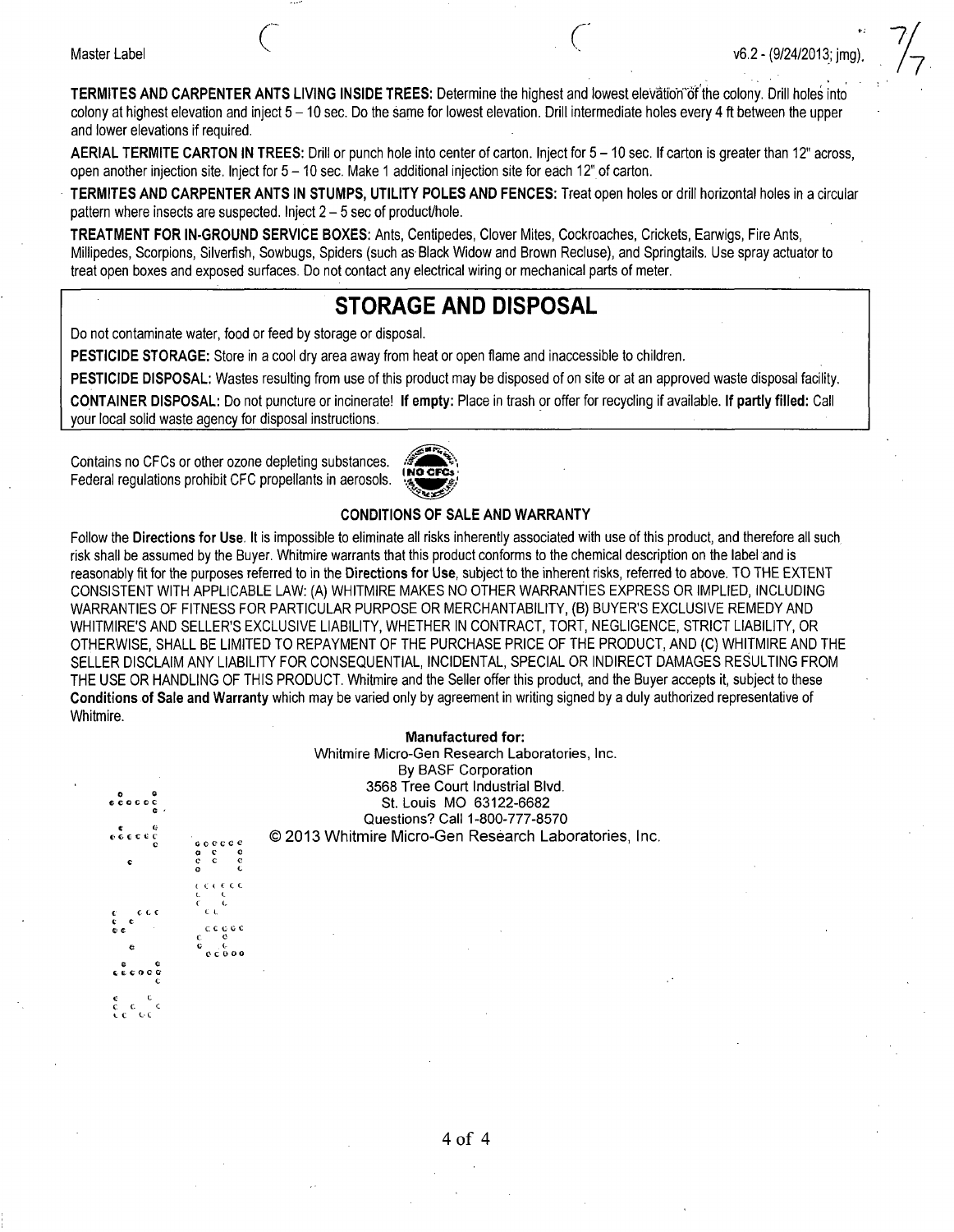**TERMITES AND CARPENTER ANTS LIVING INSIDE TREES:** Determine the highest and lowest elevation of the colony. Drill holes into colony at highest elevation and inject 5 – 10 sec. Do the same for lowest elevation. Drill intermediate holes every 4 ft between the upper and lower elevations if required.

**AERIAL TERMITE CARTON IN TREES:** Drill or punch hole into center of carton. Inject for 5 – 10 sec. If carton is greater than 12" across, open another injection site. Inject for 5 – 10 sec. Make 1 additional injection site for each 12" of carton.

**TERMITES AND CARPENTER ANTS IN STUMPS, UTILITY POLES AND FENCES:** Treat open holes or drill horizontal holes in a circular pattern where insects are suspected. Inject 2 – 5 sec of product/hole.

**TREATMENT FOR IN-GROUND SERVICE BOXES:** Ants, Centipedes, Clover Mites, Cockroaches, Crickets, Earwigs, Fire Ants, Millipedes, Scorpions, Silverfish, Sowbugs, Spiders (such as Black Widow and Brown Recluse), and Springtails. Use spray actuator to treat open boxes and exposed surfaces. Do not contact any electrical wiring or mechanical parts of meter.

## STORAGE AND DISPOSAL

Do not contaminate water, food or feed by storage or disposal.

**PESTICIDE STORAGE:** Store in a cool dry area away from heat or open flame and inaccessible to children.

**PESTICIDE DISPOSAL:** Wastes resulting from use of this product may be disposed of on site or at an approved waste disposal facility.

**CONTAINER DISPOSAL:** Do not puncture or incinerate! **If empty:** Place in trash or offer for recycling if available. **If partly filled:** Call your local solid waste agency for disposal instructions.

Contains no CFCs or other ozone depleting substances.
Federal regulations prohibit CFC propellants in aerosols.

NO CFCs

### CONDITIONS OF SALE AND WARRANTY

Follow the **Directions for Use**. It is impossible to eliminate all risks inherently associated with use of this product, and therefore all such risk shall be assumed by the Buyer. Whitmire warrants that this product conforms to the chemical description on the label and is reasonably fit for the purposes referred to in the **Directions for Use**, subject to the inherent risks, referred to above. TO THE EXTENT CONSISTENT WITH APPLICABLE LAW: (A) WHITMIRE MAKES NO OTHER WARRANTIES EXPRESS OR IMPLIED, INCLUDING WARRANTIES OF FITNESS FOR PARTICULAR PURPOSE OR MERCHANTABILITY, (B) BUYER'S EXCLUSIVE REMEDY AND WHITMIRE'S AND SELLER'S EXCLUSIVE LIABILITY, WHETHER IN CONTRACT, TORT, NEGLIGENCE, STRICT LIABILITY, OR OTHERWISE, SHALL BE LIMITED TO REPAYMENT OF THE PURCHASE PRICE OF THE PRODUCT, AND (C) WHITMIRE AND THE SELLER DISCLAIM ANY LIABILITY FOR CONSEQUENTIAL, INCIDENTAL, SPECIAL OR INDIRECT DAMAGES RESULTING FROM THE USE OR HANDLING OF THIS PRODUCT. Whitmire and the Seller offer this product, and the Buyer accepts it, subject to these **Conditions of Sale and Warranty** which may be varied only by agreement in writing signed by a duly authorized representative of Whitmire.

**Manufactured for:**
Whitmire Micro-Gen Research Laboratories, Inc.
By BASF Corporation
3568 Tree Court Industrial Blvd.
St. Louis MO 63122-6682
Questions? Call 1-800-777-8570
© 2013 Whitmire Micro-Gen Research Laboratories, Inc.